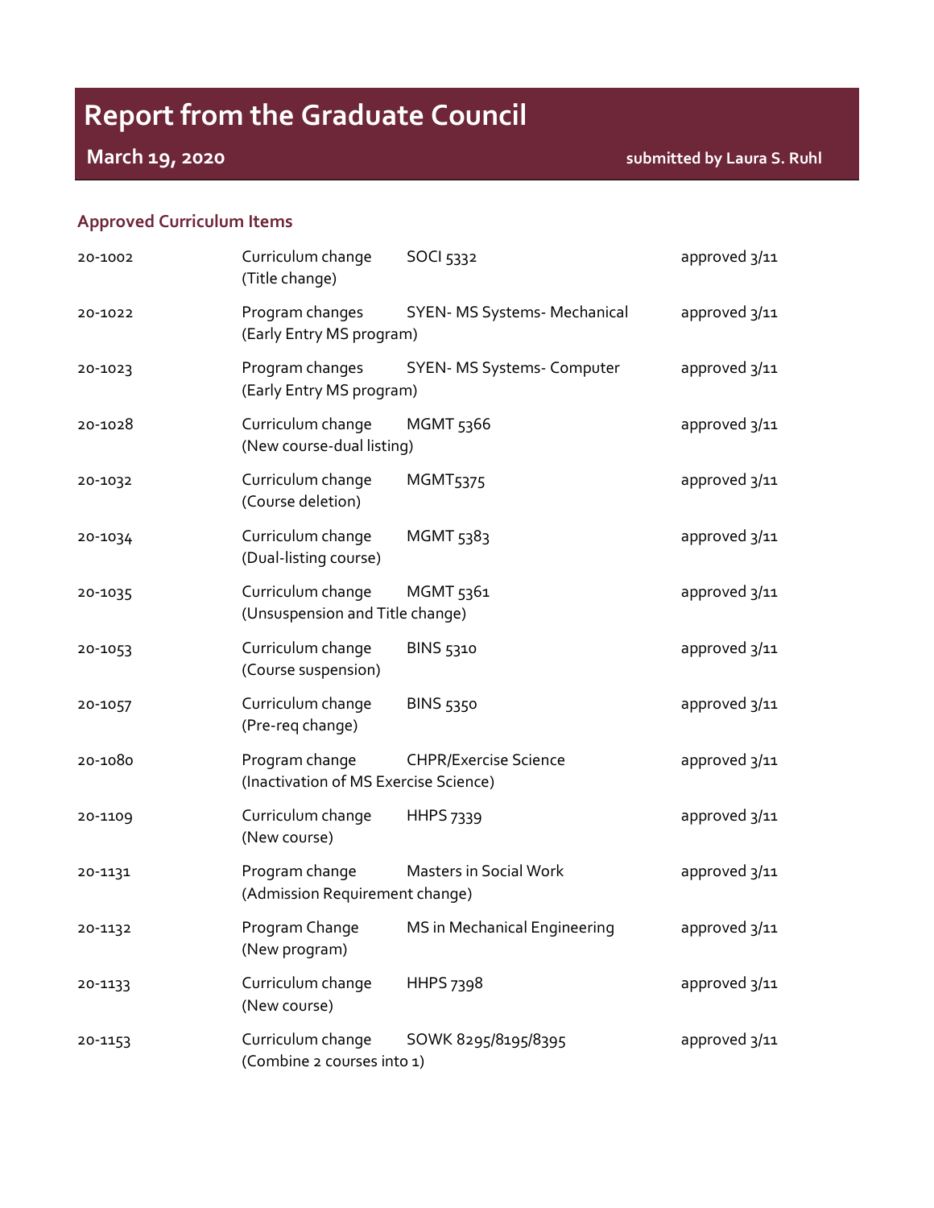# Report from the Graduate Council

**March 19, 2020** **submitted by Laura S. Ruhl**

## Approved Curriculum Items

| | | | |
|---|---|---|---|
| 20-1002 | Curriculum change (Title change) | SOCI 5332 | approved 3/11 |
| 20-1022 | Program changes (Early Entry MS program) | SYEN- MS Systems- Mechanical | approved 3/11 |
| 20-1023 | Program changes (Early Entry MS program) | SYEN- MS Systems- Computer | approved 3/11 |
| 20-1028 | Curriculum change (New course-dual listing) | MGMT 5366 | approved 3/11 |
| 20-1032 | Curriculum change (Course deletion) | MGMT5375 | approved 3/11 |
| 20-1034 | Curriculum change (Dual-listing course) | MGMT 5383 | approved 3/11 |
| 20-1035 | Curriculum change (Unsuspension and Title change) | MGMT 5361 | approved 3/11 |
| 20-1053 | Curriculum change (Course suspension) | BINS 5310 | approved 3/11 |
| 20-1057 | Curriculum change (Pre-req change) | BINS 5350 | approved 3/11 |
| 20-1080 | Program change (Inactivation of MS Exercise Science) | CHPR/Exercise Science | approved 3/11 |
| 20-1109 | Curriculum change (New course) | HHPS 7339 | approved 3/11 |
| 20-1131 | Program change (Admission Requirement change) | Masters in Social Work | approved 3/11 |
| 20-1132 | Program Change (New program) | MS in Mechanical Engineering | approved 3/11 |
| 20-1133 | Curriculum change (New course) | HHPS 7398 | approved 3/11 |
| 20-1153 | Curriculum change (Combine 2 courses into 1) | SOWK 8295/8195/8395 | approved 3/11 |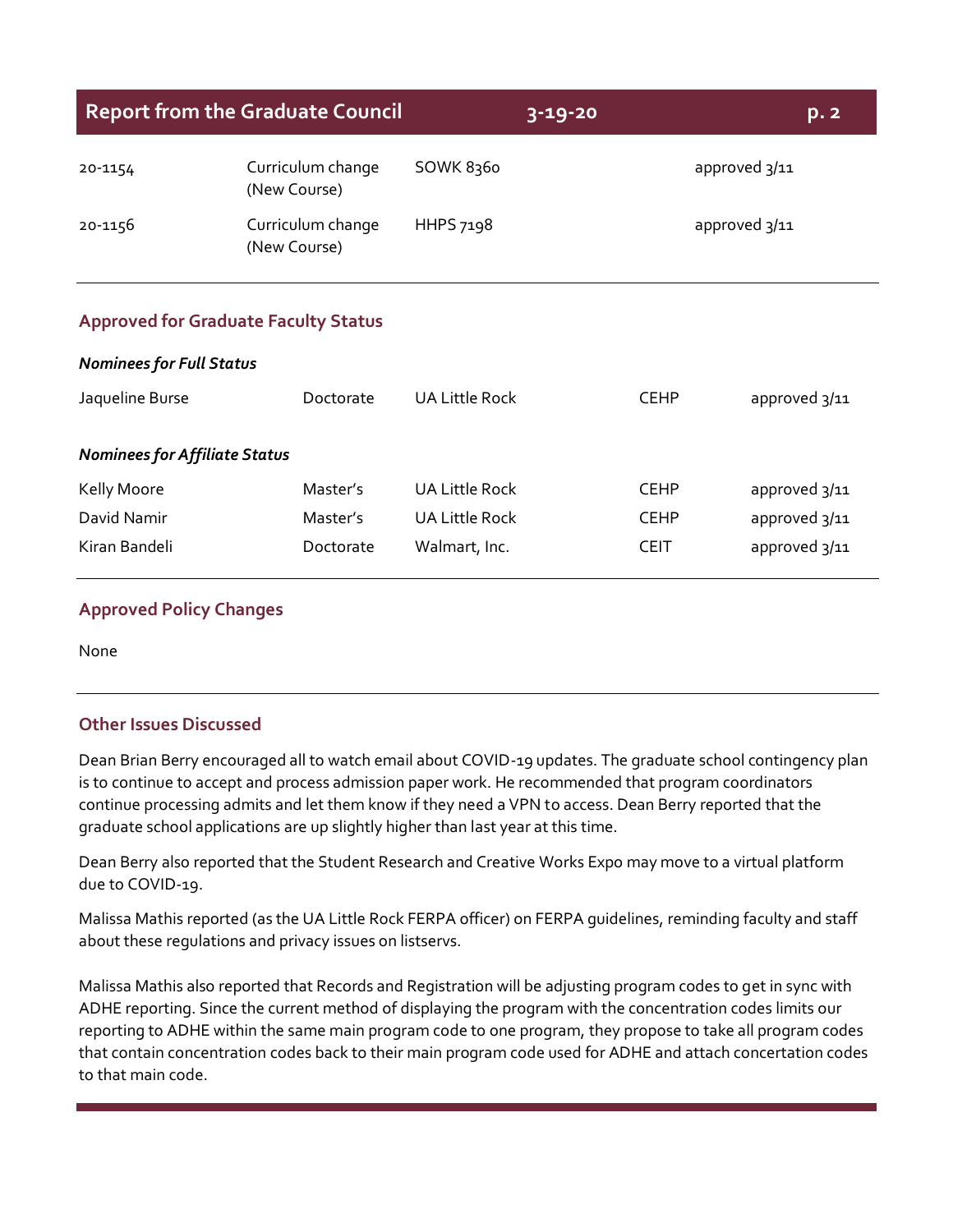| | | | |
|---|---|---|---|
| 20-1154 | Curriculum change (New Course) | SOWK 8360 | approved 3/11 |
| 20-1156 | Curriculum change (New Course) | HHPS 7198 | approved 3/11 |

## Approved for Graduate Faculty Status

***Nominees for Full Status***

| | | | | |
|---|---|---|---|---|
| Jaqueline Burse | Doctorate | UA Little Rock | CEHP | approved 3/11 |

***Nominees for Affiliate Status***

| | | | | |
|---|---|---|---|---|
| Kelly Moore | Master's | UA Little Rock | CEHP | approved 3/11 |
| David Namir | Master's | UA Little Rock | CEHP | approved 3/11 |
| Kiran Bandeli | Doctorate | Walmart, Inc. | CEIT | approved 3/11 |

## Approved Policy Changes

None

## Other Issues Discussed

Dean Brian Berry encouraged all to watch email about COVID-19 updates. The graduate school contingency plan is to continue to accept and process admission paper work. He recommended that program coordinators continue processing admits and let them know if they need a VPN to access. Dean Berry reported that the graduate school applications are up slightly higher than last year at this time.

Dean Berry also reported that the Student Research and Creative Works Expo may move to a virtual platform due to COVID-19.

Malissa Mathis reported (as the UA Little Rock FERPA officer) on FERPA guidelines, reminding faculty and staff about these regulations and privacy issues on listservs.

Malissa Mathis also reported that Records and Registration will be adjusting program codes to get in sync with ADHE reporting. Since the current method of displaying the program with the concentration codes limits our reporting to ADHE within the same main program code to one program, they propose to take all program codes that contain concentration codes back to their main program code used for ADHE and attach concertation codes to that main code.